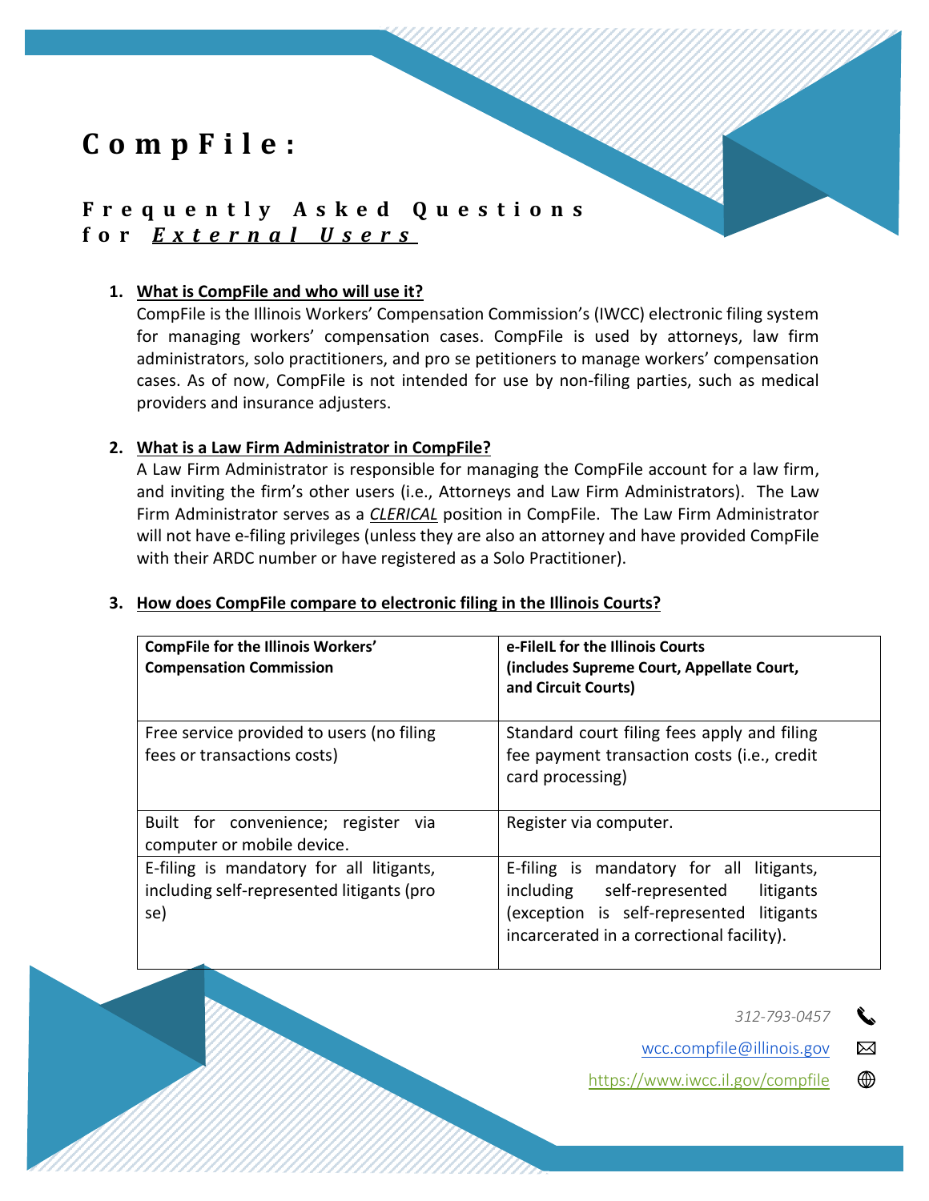# CompFile:

## Frequently Asked Questions for *External Users*

1. **What is CompFile and who will use it?**
   CompFile is the Illinois Workers' Compensation Commission's (IWCC) electronic filing system for managing workers' compensation cases. CompFile is used by attorneys, law firm administrators, solo practitioners, and pro se petitioners to manage workers' compensation cases. As of now, CompFile is not intended for use by non-filing parties, such as medical providers and insurance adjusters.

2. **What is a Law Firm Administrator in CompFile?**
   A Law Firm Administrator is responsible for managing the CompFile account for a law firm, and inviting the firm's other users (i.e., Attorneys and Law Firm Administrators). The Law Firm Administrator serves as a *CLERICAL* position in CompFile. The Law Firm Administrator will not have e-filing privileges (unless they are also an attorney and have provided CompFile with their ARDC number or have registered as a Solo Practitioner).

3. **How does CompFile compare to electronic filing in the Illinois Courts?**

| **CompFile for the Illinois Workers' Compensation Commission** | **e-FileIL for the Illinois Courts (includes Supreme Court, Appellate Court, and Circuit Courts)** |
|---|---|
| Free service provided to users (no filing fees or transactions costs) | Standard court filing fees apply and filing fee payment transaction costs (i.e., credit card processing) |
| Built for convenience; register via computer or mobile device. | Register via computer. |
| E-filing is mandatory for all litigants, including self-represented litigants (pro se) | E-filing is mandatory for all litigants, including self-represented litigants (exception is self-represented litigants incarcerated in a correctional facility). |

312-793-0457

wcc.compfile@illinois.gov

https://www.iwcc.il.gov/compfile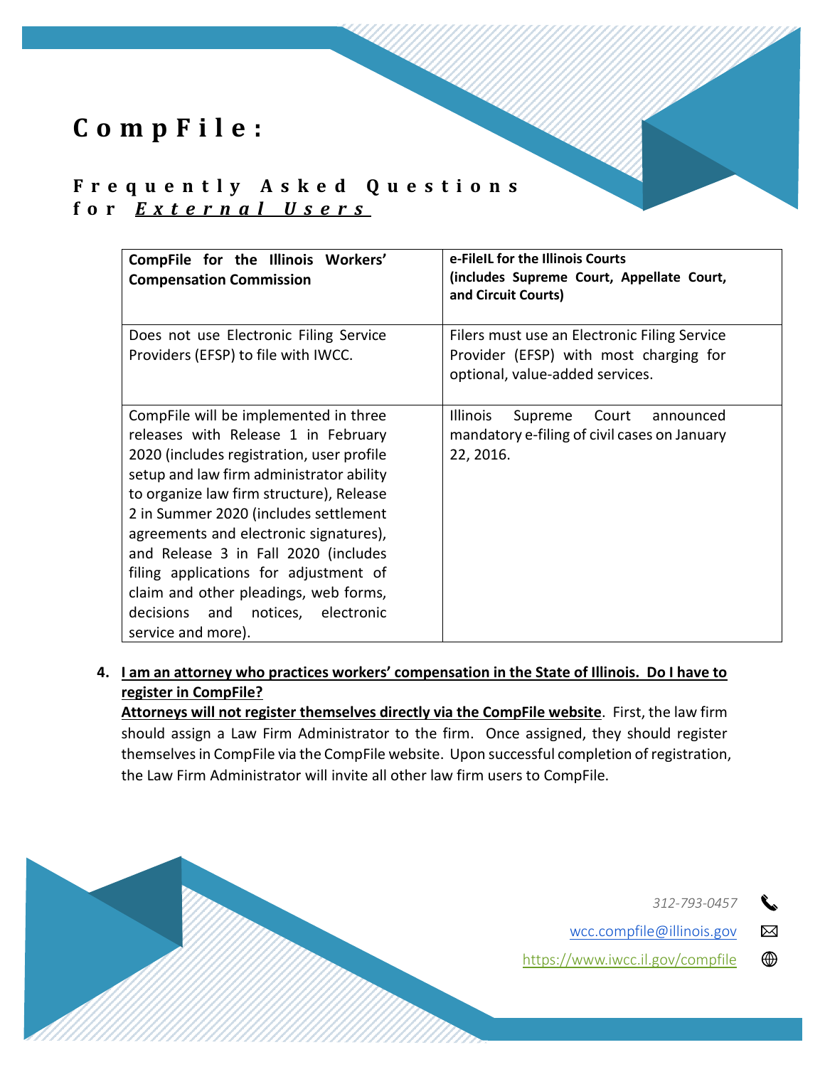# CompFile:

## Frequently Asked Questions for *External Users*

| **CompFile for the Illinois Workers' Compensation Commission** | **e-FileIL for the Illinois Courts (includes Supreme Court, Appellate Court, and Circuit Courts)** |
|---|---|
| Does not use Electronic Filing Service Providers (EFSP) to file with IWCC. | Filers must use an Electronic Filing Service Provider (EFSP) with most charging for optional, value-added services. |
| CompFile will be implemented in three releases with Release 1 in February 2020 (includes registration, user profile setup and law firm administrator ability to organize law firm structure), Release 2 in Summer 2020 (includes settlement agreements and electronic signatures), and Release 3 in Fall 2020 (includes filing applications for adjustment of claim and other pleadings, web forms, decisions and notices, electronic service and more). | Illinois Supreme Court announced mandatory e-filing of civil cases on January 22, 2016. |

4. **I am an attorney who practices workers' compensation in the State of Illinois. Do I have to register in CompFile?**
   **Attorneys will not register themselves directly via the CompFile website**. First, the law firm should assign a Law Firm Administrator to the firm. Once assigned, they should register themselves in CompFile via the CompFile website. Upon successful completion of registration, the Law Firm Administrator will invite all other law firm users to CompFile.

*312-793-0457*

wcc.compfile@illinois.gov

https://www.iwcc.il.gov/compfile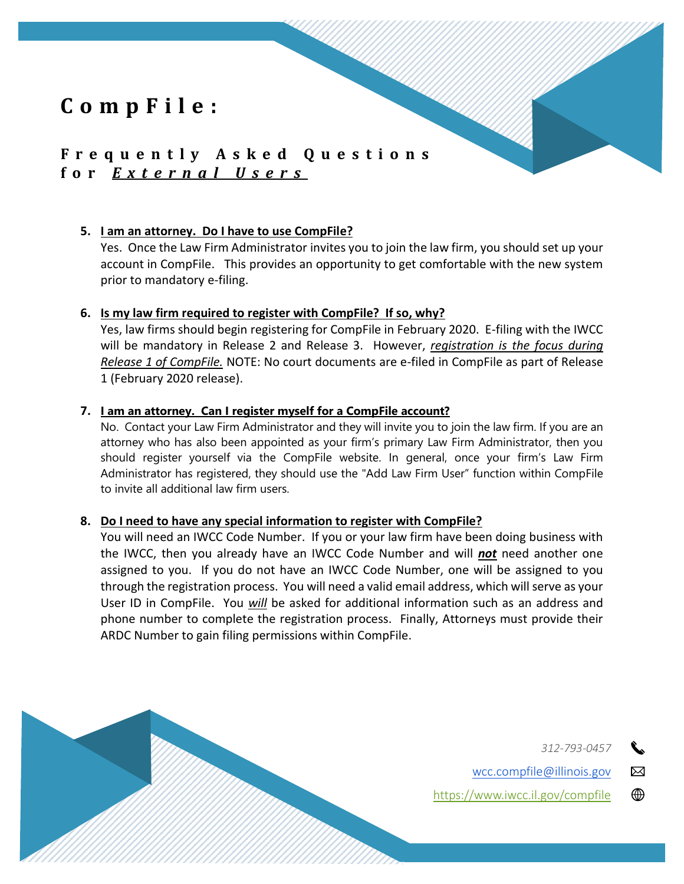# CompFile:

## Frequently Asked Questions for *External Users*

5. **I am an attorney. Do I have to use CompFile?**
   Yes. Once the Law Firm Administrator invites you to join the law firm, you should set up your account in CompFile. This provides an opportunity to get comfortable with the new system prior to mandatory e-filing.

6. **Is my law firm required to register with CompFile? If so, why?**
   Yes, law firms should begin registering for CompFile in February 2020. E-filing with the IWCC will be mandatory in Release 2 and Release 3. However, *registration is the focus during Release 1 of CompFile.* NOTE: No court documents are e-filed in CompFile as part of Release 1 (February 2020 release).

7. **I am an attorney. Can I register myself for a CompFile account?**
   No. Contact your Law Firm Administrator and they will invite you to join the law firm. If you are an attorney who has also been appointed as your firm's primary Law Firm Administrator, then you should register yourself via the CompFile website. In general, once your firm's Law Firm Administrator has registered, they should use the "Add Law Firm User" function within CompFile to invite all additional law firm users.

8. **Do I need to have any special information to register with CompFile?**
   You will need an IWCC Code Number. If you or your law firm have been doing business with the IWCC, then you already have an IWCC Code Number and will ***not*** need another one assigned to you. If you do not have an IWCC Code Number, one will be assigned to you through the registration process. You will need a valid email address, which will serve as your User ID in CompFile. You *will* be asked for additional information such as an address and phone number to complete the registration process. Finally, Attorneys must provide their ARDC Number to gain filing permissions within CompFile.

312-793-0457

wcc.compfile@illinois.gov

https://www.iwcc.il.gov/compfile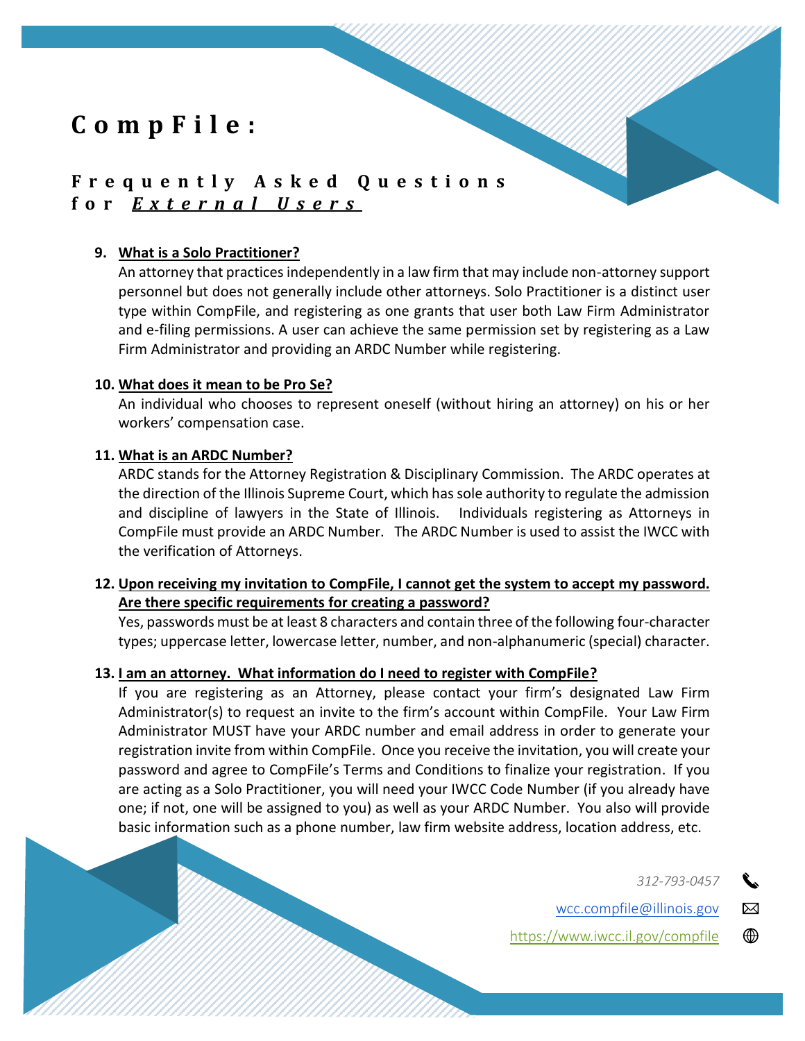# CompFile:

## Frequently Asked Questions for *External Users*

9. **What is a Solo Practitioner?**
   An attorney that practices independently in a law firm that may include non-attorney support personnel but does not generally include other attorneys. Solo Practitioner is a distinct user type within CompFile, and registering as one grants that user both Law Firm Administrator and e-filing permissions. A user can achieve the same permission set by registering as a Law Firm Administrator and providing an ARDC Number while registering.

10. **What does it mean to be Pro Se?**
    An individual who chooses to represent oneself (without hiring an attorney) on his or her workers' compensation case.

11. **What is an ARDC Number?**
    ARDC stands for the Attorney Registration & Disciplinary Commission. The ARDC operates at the direction of the Illinois Supreme Court, which has sole authority to regulate the admission and discipline of lawyers in the State of Illinois. Individuals registering as Attorneys in CompFile must provide an ARDC Number. The ARDC Number is used to assist the IWCC with the verification of Attorneys.

12. **Upon receiving my invitation to CompFile, I cannot get the system to accept my password. Are there specific requirements for creating a password?**
    Yes, passwords must be at least 8 characters and contain three of the following four-character types; uppercase letter, lowercase letter, number, and non-alphanumeric (special) character.

13. **I am an attorney. What information do I need to register with CompFile?**
    If you are registering as an Attorney, please contact your firm's designated Law Firm Administrator(s) to request an invite to the firm's account within CompFile. Your Law Firm Administrator MUST have your ARDC number and email address in order to generate your registration invite from within CompFile. Once you receive the invitation, you will create your password and agree to CompFile's Terms and Conditions to finalize your registration. If you are acting as a Solo Practitioner, you will need your IWCC Code Number (if you already have one; if not, one will be assigned to you) as well as your ARDC Number. You also will provide basic information such as a phone number, law firm website address, location address, etc.

312-793-0457

wcc.compfile@illinois.gov

https://www.iwcc.il.gov/compfile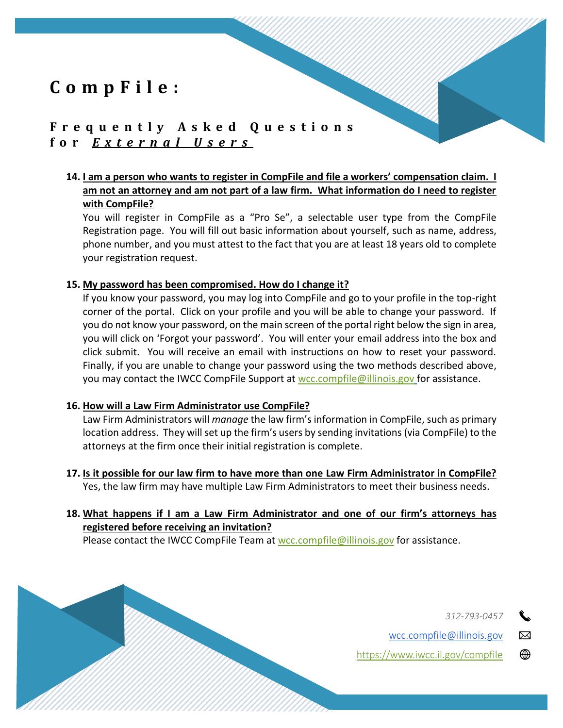# CompFile:

## Frequently Asked Questions for *External Users*

14. **I am a person who wants to register in CompFile and file a workers' compensation claim. I am not an attorney and am not part of a law firm. What information do I need to register with CompFile?**
    You will register in CompFile as a "Pro Se", a selectable user type from the CompFile Registration page. You will fill out basic information about yourself, such as name, address, phone number, and you must attest to the fact that you are at least 18 years old to complete your registration request.

15. **My password has been compromised. How do I change it?**
    If you know your password, you may log into CompFile and go to your profile in the top-right corner of the portal. Click on your profile and you will be able to change your password. If you do not know your password, on the main screen of the portal right below the sign in area, you will click on 'Forgot your password'. You will enter your email address into the box and click submit. You will receive an email with instructions on how to reset your password. Finally, if you are unable to change your password using the two methods described above, you may contact the IWCC CompFile Support at wcc.compfile@illinois.gov for assistance.

16. **How will a Law Firm Administrator use CompFile?**
    Law Firm Administrators will *manage* the law firm's information in CompFile, such as primary location address. They will set up the firm's users by sending invitations (via CompFile) to the attorneys at the firm once their initial registration is complete.

17. **Is it possible for our law firm to have more than one Law Firm Administrator in CompFile?**
    Yes, the law firm may have multiple Law Firm Administrators to meet their business needs.

18. **What happens if I am a Law Firm Administrator and one of our firm's attorneys has registered before receiving an invitation?**
    Please contact the IWCC CompFile Team at wcc.compfile@illinois.gov for assistance.

312-793-0457

wcc.compfile@illinois.gov

https://www.iwcc.il.gov/compfile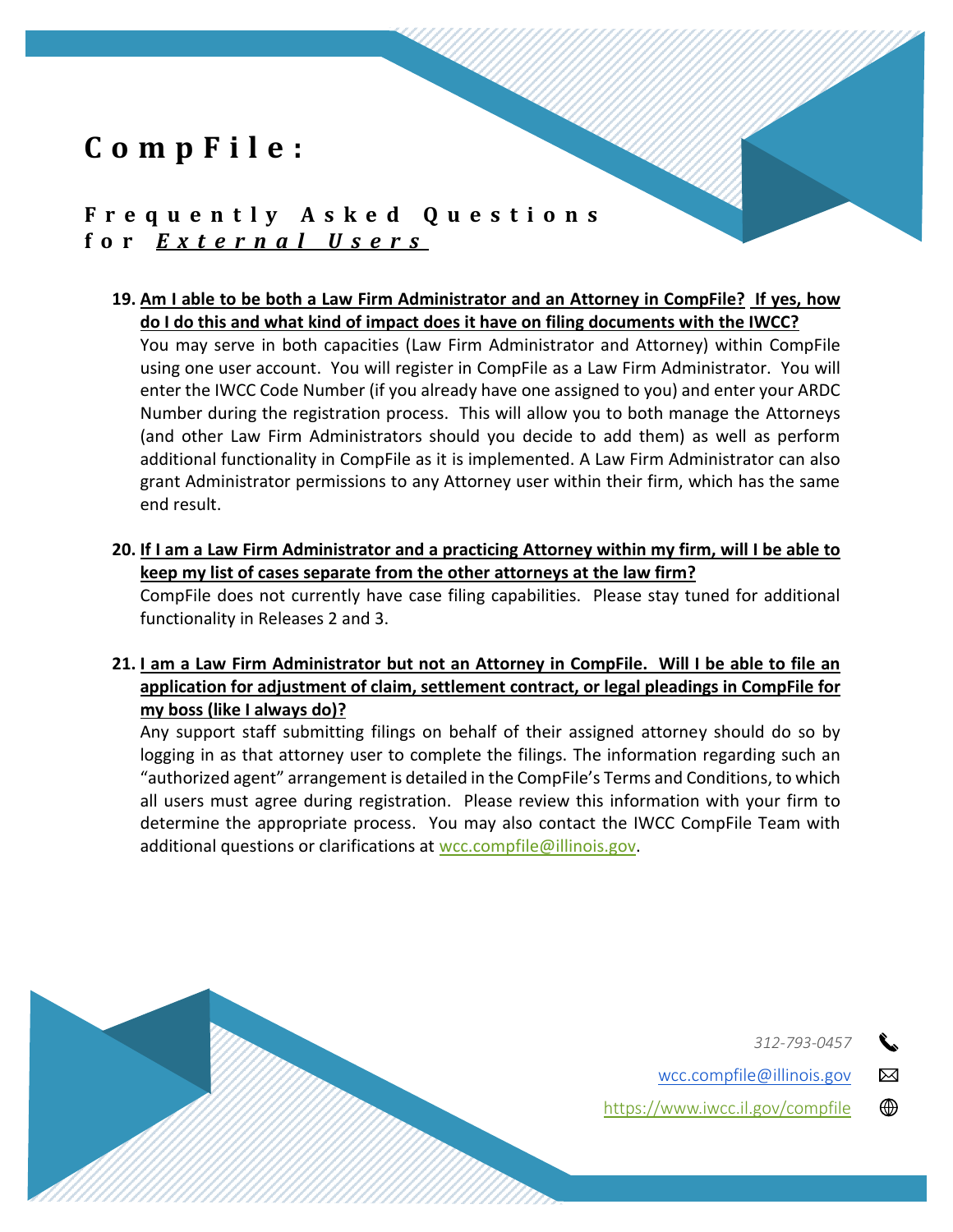# CompFile:

## Frequently Asked Questions for *External Users*

19. **Am I able to be both a Law Firm Administrator and an Attorney in CompFile? If yes, how do I do this and what kind of impact does it have on filing documents with the IWCC?**

    You may serve in both capacities (Law Firm Administrator and Attorney) within CompFile using one user account. You will register in CompFile as a Law Firm Administrator. You will enter the IWCC Code Number (if you already have one assigned to you) and enter your ARDC Number during the registration process. This will allow you to both manage the Attorneys (and other Law Firm Administrators should you decide to add them) as well as perform additional functionality in CompFile as it is implemented. A Law Firm Administrator can also grant Administrator permissions to any Attorney user within their firm, which has the same end result.

20. **If I am a Law Firm Administrator and a practicing Attorney within my firm, will I be able to keep my list of cases separate from the other attorneys at the law firm?**

    CompFile does not currently have case filing capabilities. Please stay tuned for additional functionality in Releases 2 and 3.

21. **I am a Law Firm Administrator but not an Attorney in CompFile. Will I be able to file an application for adjustment of claim, settlement contract, or legal pleadings in CompFile for my boss (like I always do)?**

    Any support staff submitting filings on behalf of their assigned attorney should do so by logging in as that attorney user to complete the filings. The information regarding such an "authorized agent" arrangement is detailed in the CompFile's Terms and Conditions, to which all users must agree during registration. Please review this information with your firm to determine the appropriate process. You may also contact the IWCC CompFile Team with additional questions or clarifications at wcc.compfile@illinois.gov.

312-793-0457

wcc.compfile@illinois.gov

https://www.iwcc.il.gov/compfile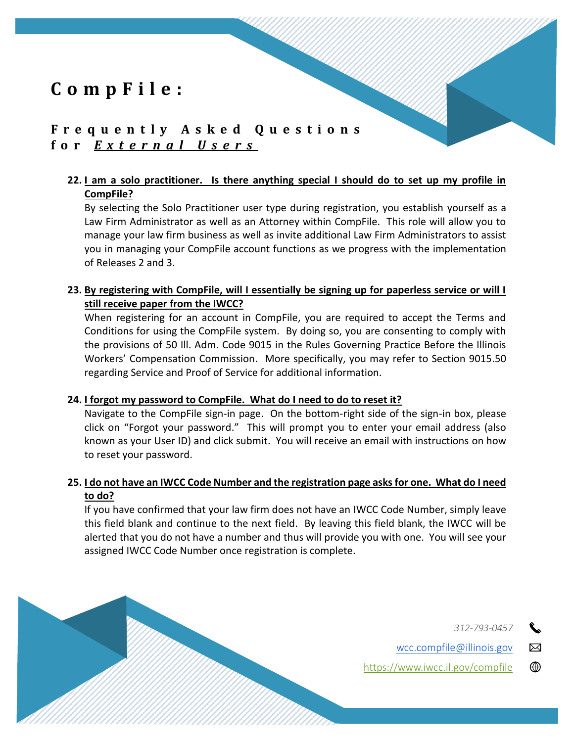# CompFile:

## Frequently Asked Questions for *External Users*

**22. I am a solo practitioner. Is there anything special I should do to set up my profile in CompFile?**

By selecting the Solo Practitioner user type during registration, you establish yourself as a Law Firm Administrator as well as an Attorney within CompFile. This role will allow you to manage your law firm business as well as invite additional Law Firm Administrators to assist you in managing your CompFile account functions as we progress with the implementation of Releases 2 and 3.

**23. By registering with CompFile, will I essentially be signing up for paperless service or will I still receive paper from the IWCC?**

When registering for an account in CompFile, you are required to accept the Terms and Conditions for using the CompFile system. By doing so, you are consenting to comply with the provisions of 50 Ill. Adm. Code 9015 in the Rules Governing Practice Before the Illinois Workers' Compensation Commission. More specifically, you may refer to Section 9015.50 regarding Service and Proof of Service for additional information.

**24. I forgot my password to CompFile. What do I need to do to reset it?**

Navigate to the CompFile sign-in page. On the bottom-right side of the sign-in box, please click on "Forgot your password." This will prompt you to enter your email address (also known as your User ID) and click submit. You will receive an email with instructions on how to reset your password.

**25. I do not have an IWCC Code Number and the registration page asks for one. What do I need to do?**

If you have confirmed that your law firm does not have an IWCC Code Number, simply leave this field blank and continue to the next field. By leaving this field blank, the IWCC will be alerted that you do not have a number and thus will provide you with one. You will see your assigned IWCC Code Number once registration is complete.

*312-793-0457*

wcc.compfile@illinois.gov

https://www.iwcc.il.gov/compfile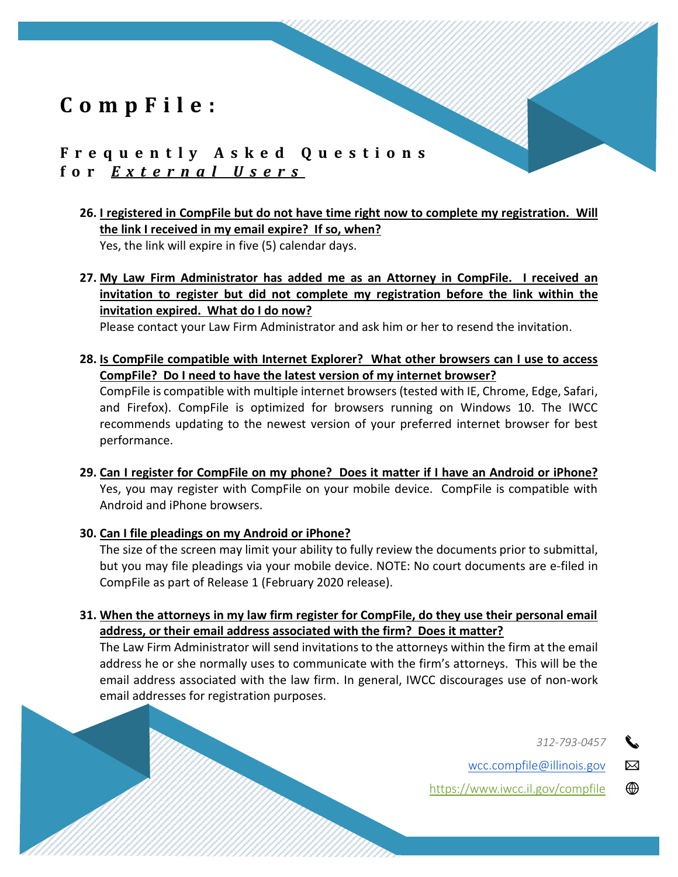# CompFile:

## Frequently Asked Questions for *External Users*

26. **I registered in CompFile but do not have time right now to complete my registration. Will the link I received in my email expire? If so, when?**
    Yes, the link will expire in five (5) calendar days.

27. **My Law Firm Administrator has added me as an Attorney in CompFile. I received an invitation to register but did not complete my registration before the link within the invitation expired. What do I do now?**
    Please contact your Law Firm Administrator and ask him or her to resend the invitation.

28. **Is CompFile compatible with Internet Explorer? What other browsers can I use to access CompFile? Do I need to have the latest version of my internet browser?**
    CompFile is compatible with multiple internet browsers (tested with IE, Chrome, Edge, Safari, and Firefox). CompFile is optimized for browsers running on Windows 10. The IWCC recommends updating to the newest version of your preferred internet browser for best performance.

29. **Can I register for CompFile on my phone? Does it matter if I have an Android or iPhone?**
    Yes, you may register with CompFile on your mobile device. CompFile is compatible with Android and iPhone browsers.

30. **Can I file pleadings on my Android or iPhone?**
    The size of the screen may limit your ability to fully review the documents prior to submittal, but you may file pleadings via your mobile device. NOTE: No court documents are e-filed in CompFile as part of Release 1 (February 2020 release).

31. **When the attorneys in my law firm register for CompFile, do they use their personal email address, or their email address associated with the firm? Does it matter?**
    The Law Firm Administrator will send invitations to the attorneys within the firm at the email address he or she normally uses to communicate with the firm's attorneys. This will be the email address associated with the law firm. In general, IWCC discourages use of non-work email addresses for registration purposes.

312-793-0457

wcc.compfile@illinois.gov

https://www.iwcc.il.gov/compfile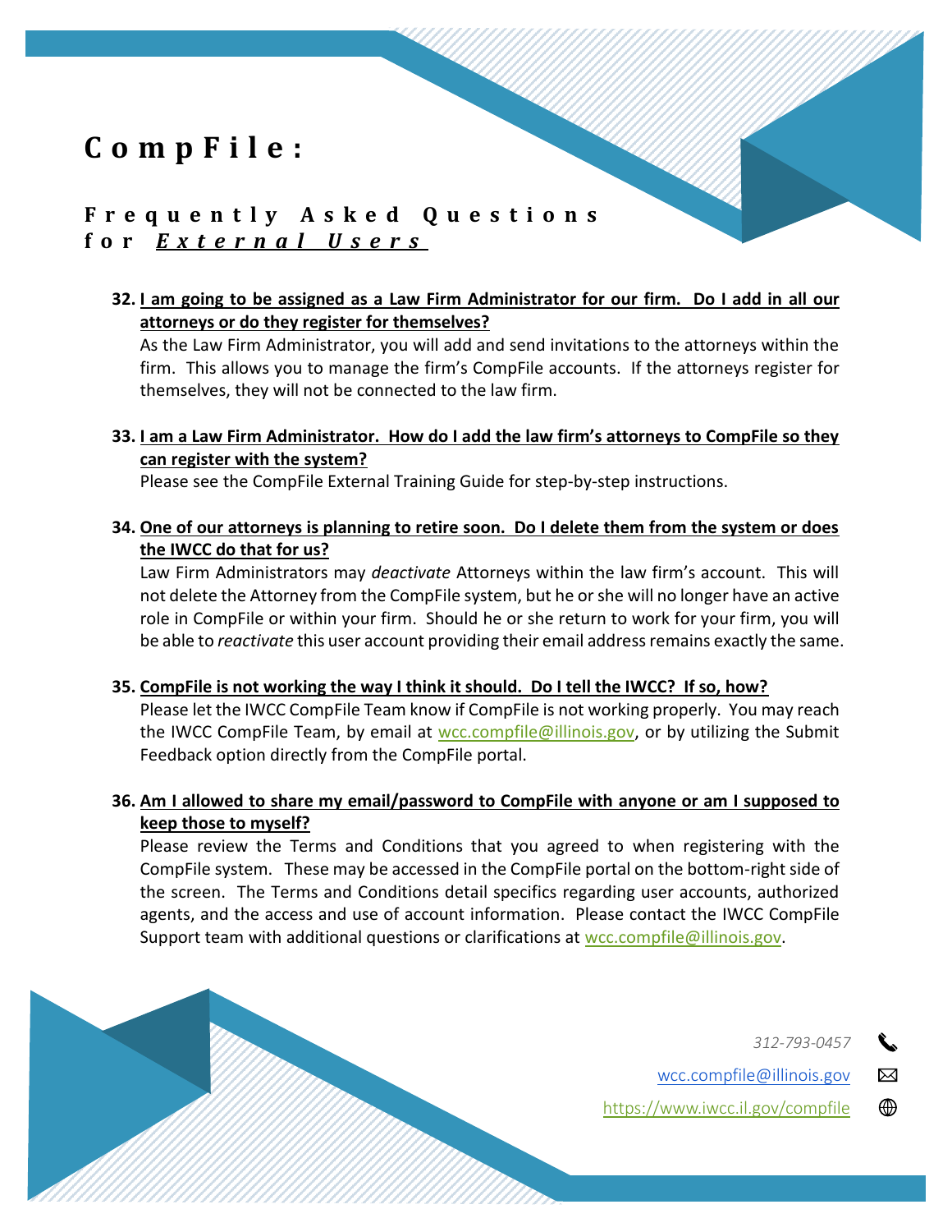# CompFile:

## Frequently Asked Questions for *External Users*

32. **I am going to be assigned as a Law Firm Administrator for our firm. Do I add in all our attorneys or do they register for themselves?**

    As the Law Firm Administrator, you will add and send invitations to the attorneys within the firm. This allows you to manage the firm's CompFile accounts. If the attorneys register for themselves, they will not be connected to the law firm.

33. **I am a Law Firm Administrator. How do I add the law firm's attorneys to CompFile so they can register with the system?**

    Please see the CompFile External Training Guide for step-by-step instructions.

34. **One of our attorneys is planning to retire soon. Do I delete them from the system or does the IWCC do that for us?**

    Law Firm Administrators may *deactivate* Attorneys within the law firm's account. This will not delete the Attorney from the CompFile system, but he or she will no longer have an active role in CompFile or within your firm. Should he or she return to work for your firm, you will be able to *reactivate* this user account providing their email address remains exactly the same.

35. **CompFile is not working the way I think it should. Do I tell the IWCC? If so, how?**

    Please let the IWCC CompFile Team know if CompFile is not working properly. You may reach the IWCC CompFile Team, by email at wcc.compfile@illinois.gov, or by utilizing the Submit Feedback option directly from the CompFile portal.

36. **Am I allowed to share my email/password to CompFile with anyone or am I supposed to keep those to myself?**

    Please review the Terms and Conditions that you agreed to when registering with the CompFile system. These may be accessed in the CompFile portal on the bottom-right side of the screen. The Terms and Conditions detail specifics regarding user accounts, authorized agents, and the access and use of account information. Please contact the IWCC CompFile Support team with additional questions or clarifications at wcc.compfile@illinois.gov.

312-793-0457

wcc.compfile@illinois.gov

https://www.iwcc.il.gov/compfile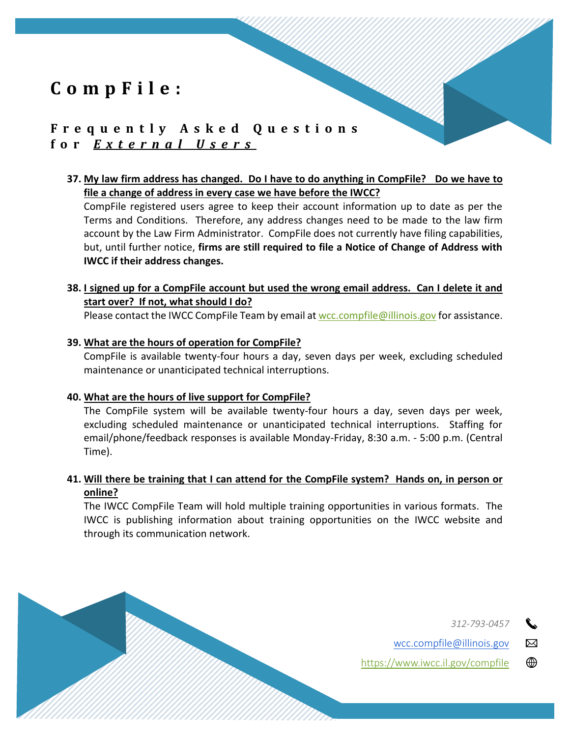# CompFile:

## Frequently Asked Questions for *External Users*

**37. My law firm address has changed. Do I have to do anything in CompFile? Do we have to file a change of address in every case we have before the IWCC?**

CompFile registered users agree to keep their account information up to date as per the Terms and Conditions. Therefore, any address changes need to be made to the law firm account by the Law Firm Administrator. CompFile does not currently have filing capabilities, but, until further notice, **firms are still required to file a Notice of Change of Address with IWCC if their address changes.**

**38. I signed up for a CompFile account but used the wrong email address. Can I delete it and start over? If not, what should I do?**

Please contact the IWCC CompFile Team by email at wcc.compfile@illinois.gov for assistance.

**39. What are the hours of operation for CompFile?**

CompFile is available twenty-four hours a day, seven days per week, excluding scheduled maintenance or unanticipated technical interruptions.

**40. What are the hours of live support for CompFile?**

The CompFile system will be available twenty-four hours a day, seven days per week, excluding scheduled maintenance or unanticipated technical interruptions. Staffing for email/phone/feedback responses is available Monday-Friday, 8:30 a.m. - 5:00 p.m. (Central Time).

**41. Will there be training that I can attend for the CompFile system? Hands on, in person or online?**

The IWCC CompFile Team will hold multiple training opportunities in various formats. The IWCC is publishing information about training opportunities on the IWCC website and through its communication network.

*312-793-0457*

wcc.compfile@illinois.gov

https://www.iwcc.il.gov/compfile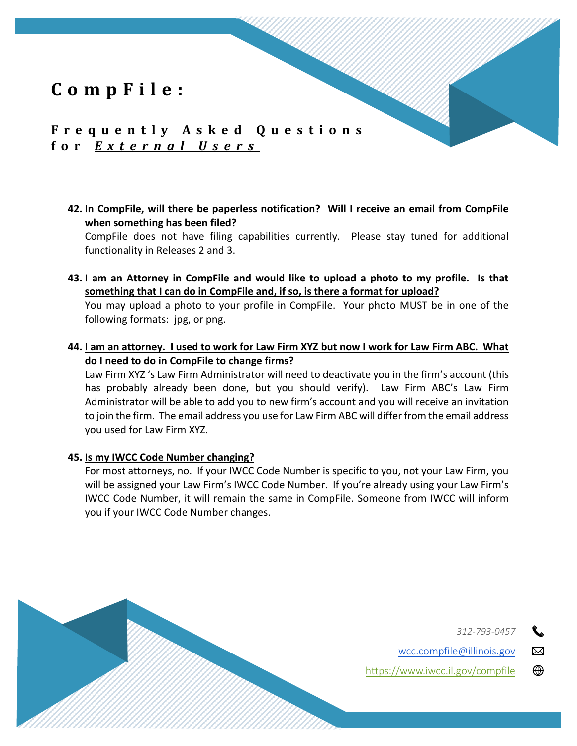# CompFile:

## Frequently Asked Questions for *External Users*

42. **In CompFile, will there be paperless notification? Will I receive an email from CompFile when something has been filed?**
    CompFile does not have filing capabilities currently. Please stay tuned for additional functionality in Releases 2 and 3.

43. **I am an Attorney in CompFile and would like to upload a photo to my profile. Is that something that I can do in CompFile and, if so, is there a format for upload?**
    You may upload a photo to your profile in CompFile. Your photo MUST be in one of the following formats: jpg, or png.

44. **I am an attorney. I used to work for Law Firm XYZ but now I work for Law Firm ABC. What do I need to do in CompFile to change firms?**
    Law Firm XYZ 's Law Firm Administrator will need to deactivate you in the firm's account (this has probably already been done, but you should verify). Law Firm ABC's Law Firm Administrator will be able to add you to new firm's account and you will receive an invitation to join the firm. The email address you use for Law Firm ABC will differ from the email address you used for Law Firm XYZ.

45. **Is my IWCC Code Number changing?**
    For most attorneys, no. If your IWCC Code Number is specific to you, not your Law Firm, you will be assigned your Law Firm's IWCC Code Number. If you're already using your Law Firm's IWCC Code Number, it will remain the same in CompFile. Someone from IWCC will inform you if your IWCC Code Number changes.

312-793-0457

wcc.compfile@illinois.gov

https://www.iwcc.il.gov/compfile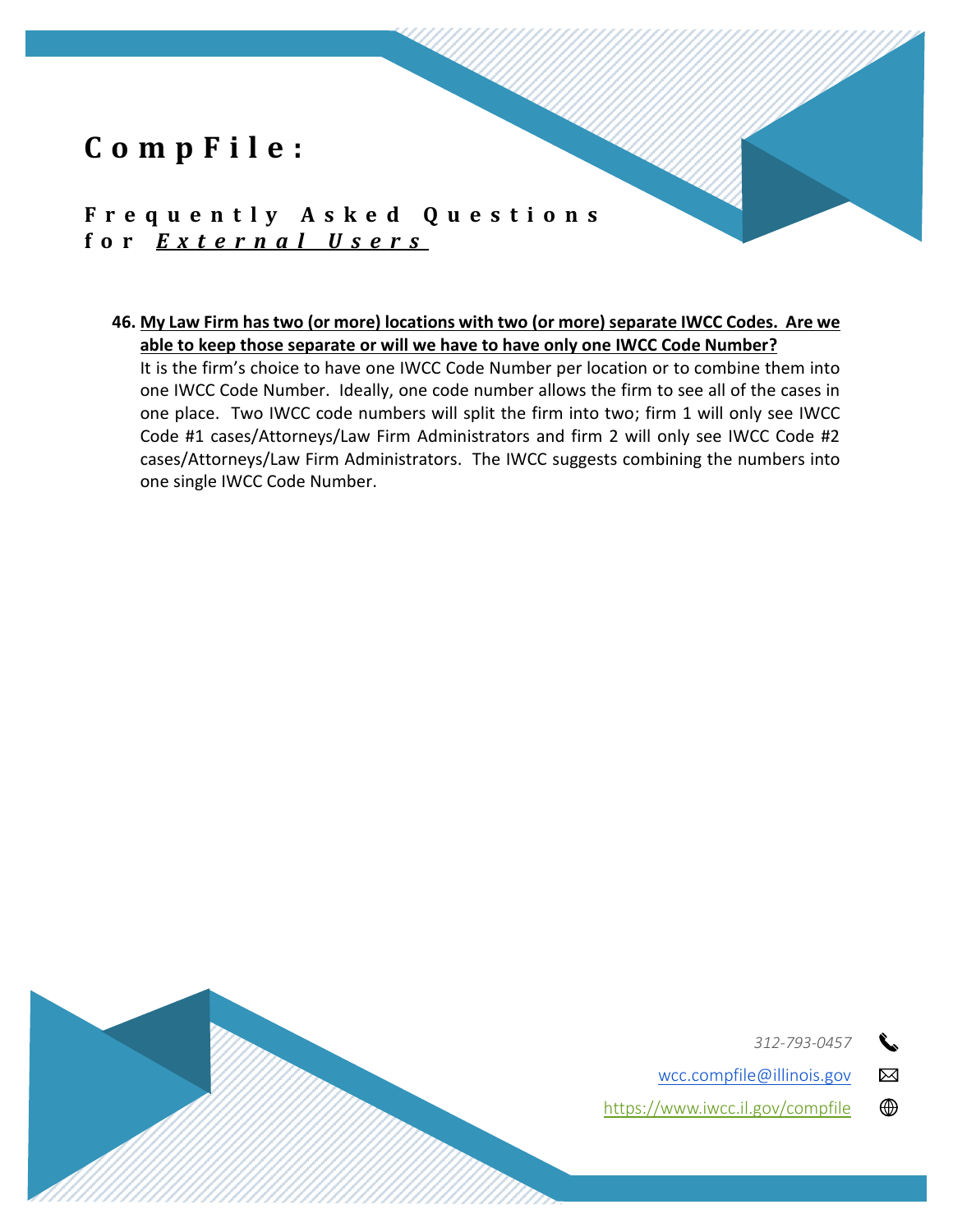# CompFile:

## Frequently Asked Questions for *External Users*

46. **My Law Firm has two (or more) locations with two (or more) separate IWCC Codes. Are we able to keep those separate or will we have to have only one IWCC Code Number?**

    It is the firm's choice to have one IWCC Code Number per location or to combine them into one IWCC Code Number. Ideally, one code number allows the firm to see all of the cases in one place. Two IWCC code numbers will split the firm into two; firm 1 will only see IWCC Code #1 cases/Attorneys/Law Firm Administrators and firm 2 will only see IWCC Code #2 cases/Attorneys/Law Firm Administrators. The IWCC suggests combining the numbers into one single IWCC Code Number.

312-793-0457

wcc.compfile@illinois.gov

https://www.iwcc.il.gov/compfile